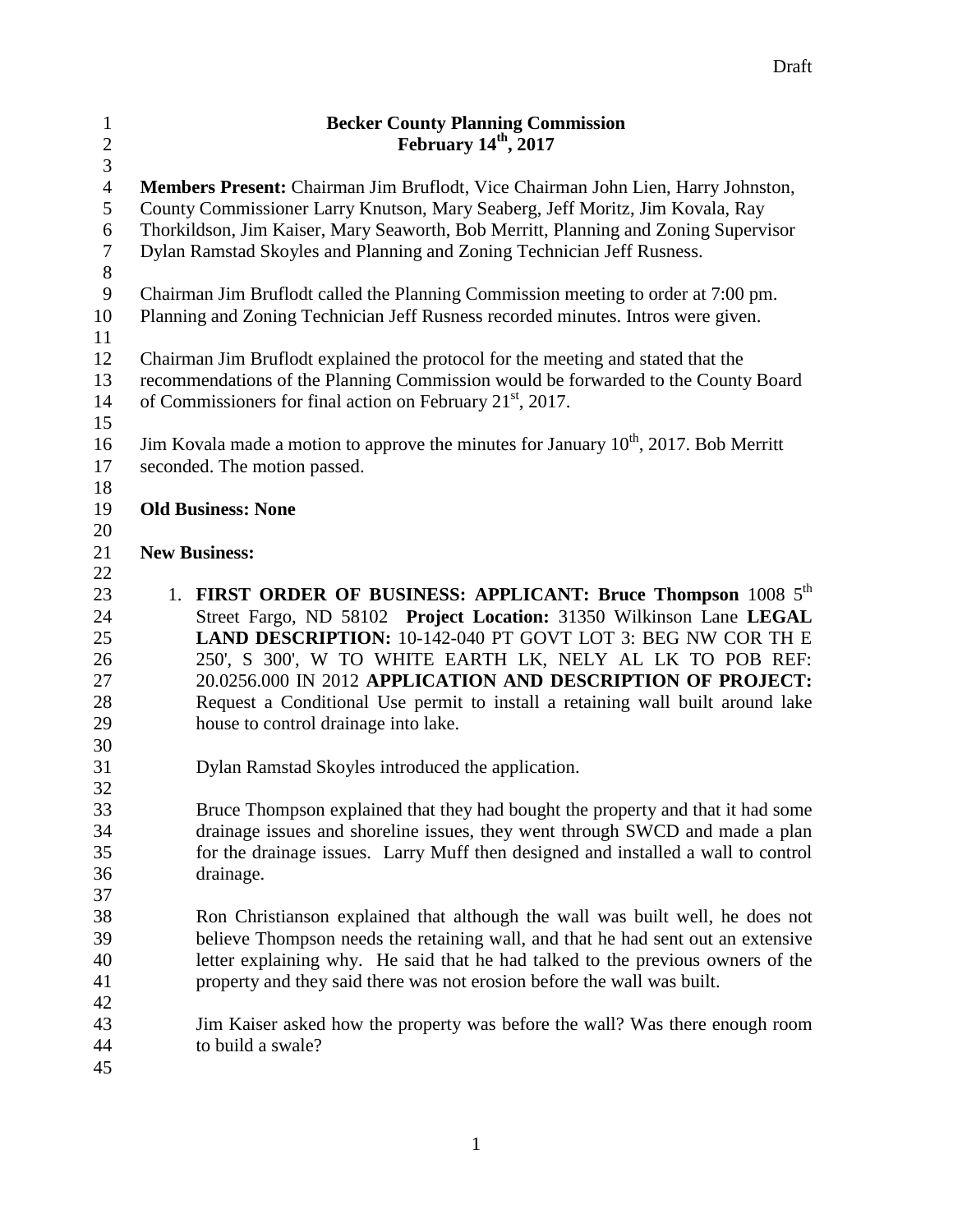Draft

# Becker County Planning Commission
## February 14th, 2017

**Members Present:** Chairman Jim Bruflodt, Vice Chairman John Lien, Harry Johnston, County Commissioner Larry Knutson, Mary Seaberg, Jeff Moritz, Jim Kovala, Ray Thorkildson, Jim Kaiser, Mary Seaworth, Bob Merritt, Planning and Zoning Supervisor Dylan Ramstad Skoyles and Planning and Zoning Technician Jeff Rusness.

Chairman Jim Bruflodt called the Planning Commission meeting to order at 7:00 pm. Planning and Zoning Technician Jeff Rusness recorded minutes. Intros were given.

Chairman Jim Bruflodt explained the protocol for the meeting and stated that the recommendations of the Planning Commission would be forwarded to the County Board of Commissioners for final action on February 21st, 2017.

Jim Kovala made a motion to approve the minutes for January 10th, 2017. Bob Merritt seconded. The motion passed.

**Old Business: None**

**New Business:**

1. **FIRST ORDER OF BUSINESS: APPLICANT: Bruce Thompson** 1008 5th Street Fargo, ND 58102 **Project Location:** 31350 Wilkinson Lane **LEGAL LAND DESCRIPTION:** 10-142-040 PT GOVT LOT 3: BEG NW COR TH E 250', S 300', W TO WHITE EARTH LK, NELY AL LK TO POB REF: 20.0256.000 IN 2012 **APPLICATION AND DESCRIPTION OF PROJECT:** Request a Conditional Use permit to install a retaining wall built around lake house to control drainage into lake.

   Dylan Ramstad Skoyles introduced the application.

   Bruce Thompson explained that they had bought the property and that it had some drainage issues and shoreline issues, they went through SWCD and made a plan for the drainage issues. Larry Muff then designed and installed a wall to control drainage.

   Ron Christianson explained that although the wall was built well, he does not believe Thompson needs the retaining wall, and that he had sent out an extensive letter explaining why. He said that he had talked to the previous owners of the property and they said there was not erosion before the wall was built.

   Jim Kaiser asked how the property was before the wall? Was there enough room to build a swale?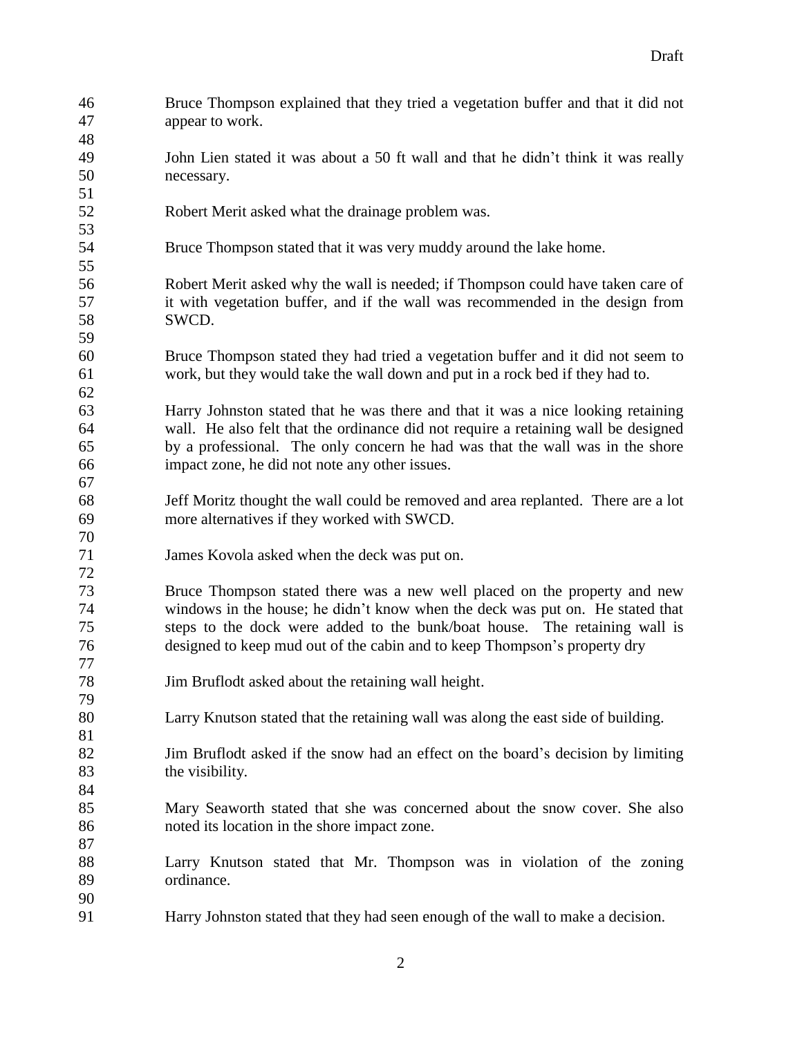Bruce Thompson explained that they tried a vegetation buffer and that it did not appear to work.

John Lien stated it was about a 50 ft wall and that he didn't think it was really necessary.

Robert Merit asked what the drainage problem was.

Bruce Thompson stated that it was very muddy around the lake home.

Robert Merit asked why the wall is needed; if Thompson could have taken care of it with vegetation buffer, and if the wall was recommended in the design from SWCD.

Bruce Thompson stated they had tried a vegetation buffer and it did not seem to work, but they would take the wall down and put in a rock bed if they had to.

Harry Johnston stated that he was there and that it was a nice looking retaining wall. He also felt that the ordinance did not require a retaining wall be designed by a professional. The only concern he had was that the wall was in the shore impact zone, he did not note any other issues.

Jeff Moritz thought the wall could be removed and area replanted. There are a lot more alternatives if they worked with SWCD.

James Kovola asked when the deck was put on.

Bruce Thompson stated there was a new well placed on the property and new windows in the house; he didn't know when the deck was put on. He stated that steps to the dock were added to the bunk/boat house. The retaining wall is designed to keep mud out of the cabin and to keep Thompson's property dry

Jim Bruflodt asked about the retaining wall height.

Larry Knutson stated that the retaining wall was along the east side of building.

Jim Bruflodt asked if the snow had an effect on the board's decision by limiting the visibility.

Mary Seaworth stated that she was concerned about the snow cover. She also noted its location in the shore impact zone.

Larry Knutson stated that Mr. Thompson was in violation of the zoning ordinance.

Harry Johnston stated that they had seen enough of the wall to make a decision.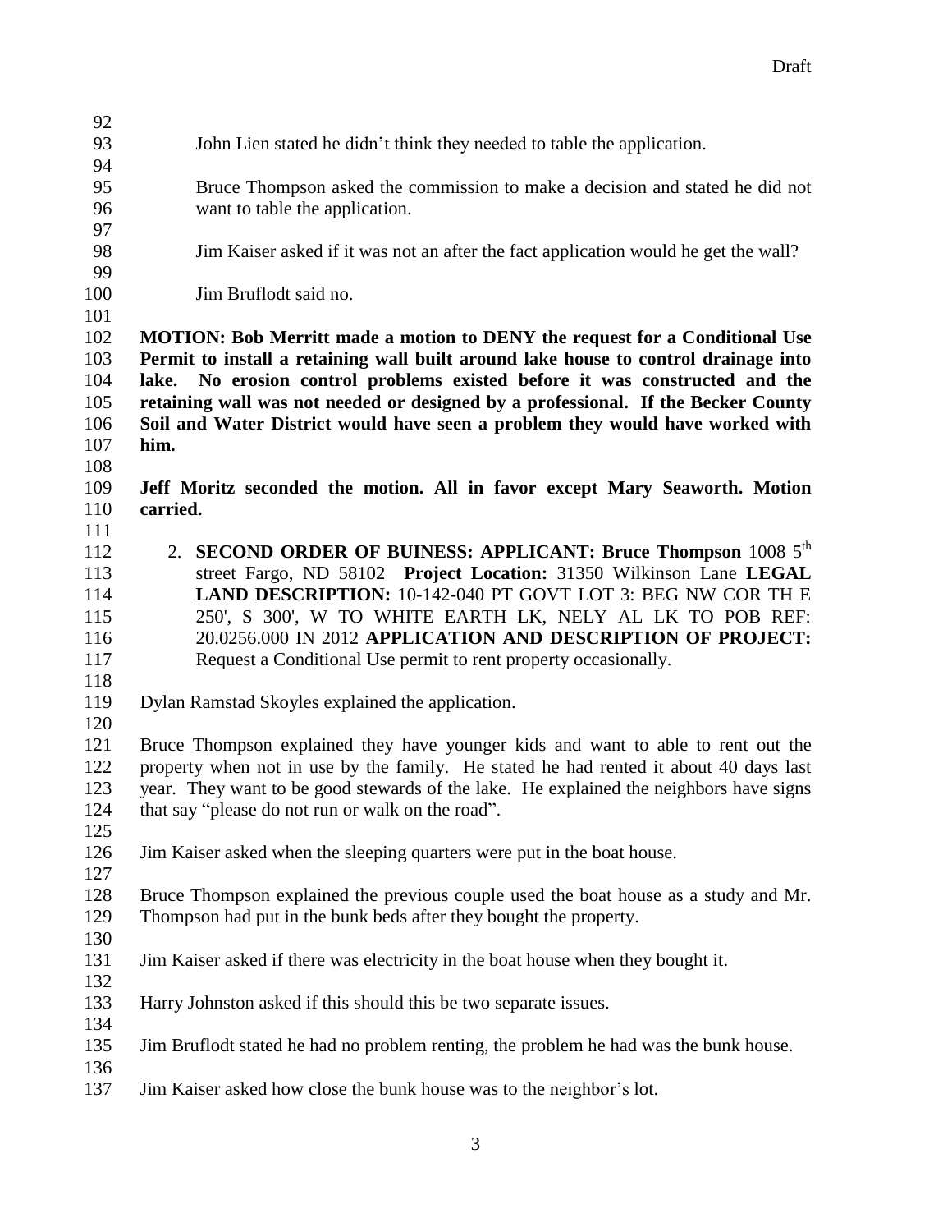John Lien stated he didn't think they needed to table the application.

Bruce Thompson asked the commission to make a decision and stated he did not want to table the application.

Jim Kaiser asked if it was not an after the fact application would he get the wall?

Jim Bruflodt said no.

**MOTION: Bob Merritt made a motion to DENY the request for a Conditional Use Permit to install a retaining wall built around lake house to control drainage into lake. No erosion control problems existed before it was constructed and the retaining wall was not needed or designed by a professional. If the Becker County Soil and Water District would have seen a problem they would have worked with him.**

**Jeff Moritz seconded the motion. All in favor except Mary Seaworth. Motion carried.**

2. **SECOND ORDER OF BUINESS: APPLICANT: Bruce Thompson** 1008 5th street Fargo, ND 58102 **Project Location:** 31350 Wilkinson Lane **LEGAL LAND DESCRIPTION:** 10-142-040 PT GOVT LOT 3: BEG NW COR TH E 250', S 300', W TO WHITE EARTH LK, NELY AL LK TO POB REF: 20.0256.000 IN 2012 **APPLICATION AND DESCRIPTION OF PROJECT:** Request a Conditional Use permit to rent property occasionally.

Dylan Ramstad Skoyles explained the application.

Bruce Thompson explained they have younger kids and want to able to rent out the property when not in use by the family. He stated he had rented it about 40 days last year. They want to be good stewards of the lake. He explained the neighbors have signs that say "please do not run or walk on the road".

Jim Kaiser asked when the sleeping quarters were put in the boat house.

Bruce Thompson explained the previous couple used the boat house as a study and Mr. Thompson had put in the bunk beds after they bought the property.

Jim Kaiser asked if there was electricity in the boat house when they bought it.

Harry Johnston asked if this should this be two separate issues.

Jim Bruflodt stated he had no problem renting, the problem he had was the bunk house.

Jim Kaiser asked how close the bunk house was to the neighbor's lot.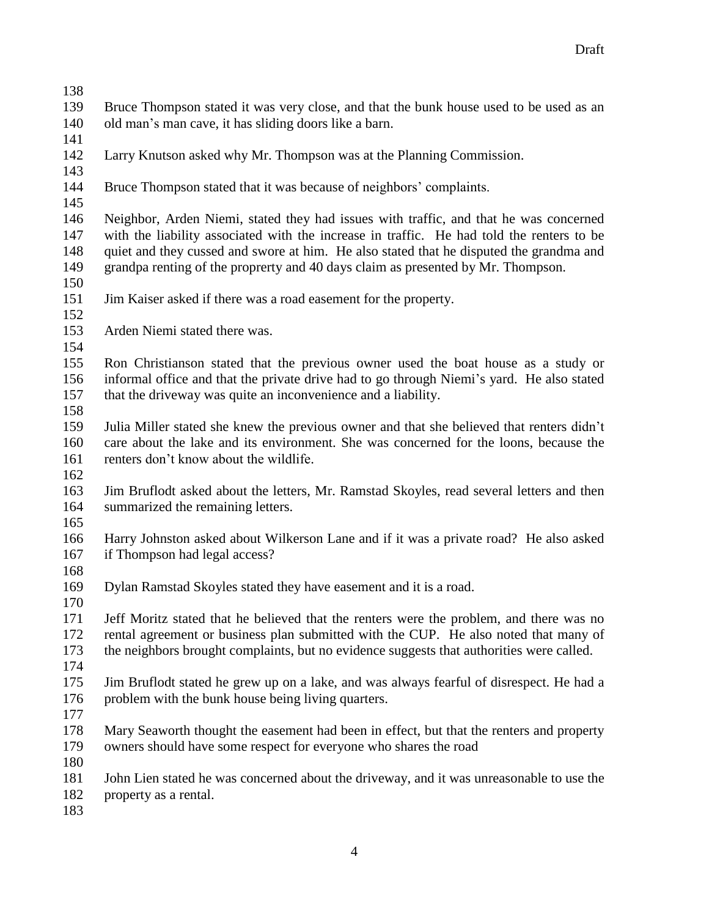Bruce Thompson stated it was very close, and that the bunk house used to be used as an old man's man cave, it has sliding doors like a barn.

Larry Knutson asked why Mr. Thompson was at the Planning Commission.

Bruce Thompson stated that it was because of neighbors' complaints.

Neighbor, Arden Niemi, stated they had issues with traffic, and that he was concerned with the liability associated with the increase in traffic. He had told the renters to be quiet and they cussed and swore at him. He also stated that he disputed the grandma and grandpa renting of the proprerty and 40 days claim as presented by Mr. Thompson.

Jim Kaiser asked if there was a road easement for the property.

Arden Niemi stated there was.

Ron Christianson stated that the previous owner used the boat house as a study or informal office and that the private drive had to go through Niemi's yard. He also stated that the driveway was quite an inconvenience and a liability.

Julia Miller stated she knew the previous owner and that she believed that renters didn't care about the lake and its environment. She was concerned for the loons, because the renters don't know about the wildlife.

Jim Bruflodt asked about the letters, Mr. Ramstad Skoyles, read several letters and then summarized the remaining letters.

Harry Johnston asked about Wilkerson Lane and if it was a private road? He also asked if Thompson had legal access?

Dylan Ramstad Skoyles stated they have easement and it is a road.

Jeff Moritz stated that he believed that the renters were the problem, and there was no rental agreement or business plan submitted with the CUP. He also noted that many of the neighbors brought complaints, but no evidence suggests that authorities were called.

Jim Bruflodt stated he grew up on a lake, and was always fearful of disrespect. He had a problem with the bunk house being living quarters.

Mary Seaworth thought the easement had been in effect, but that the renters and property owners should have some respect for everyone who shares the road

John Lien stated he was concerned about the driveway, and it was unreasonable to use the property as a rental.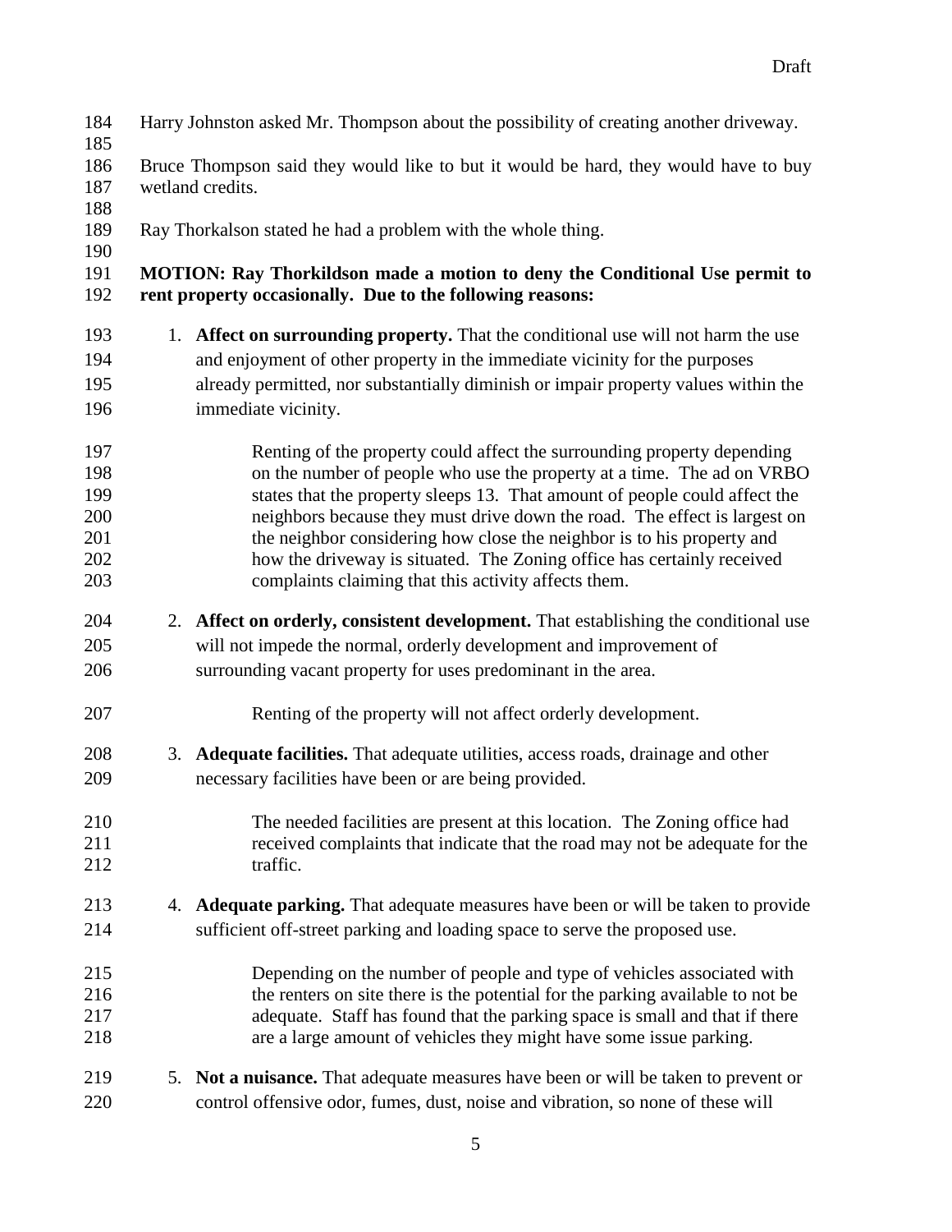Harry Johnston asked Mr. Thompson about the possibility of creating another driveway.

Bruce Thompson said they would like to but it would be hard, they would have to buy wetland credits.

Ray Thorkalson stated he had a problem with the whole thing.

**MOTION: Ray Thorkildson made a motion to deny the Conditional Use permit to rent property occasionally. Due to the following reasons:**

1. **Affect on surrounding property.** That the conditional use will not harm the use and enjoyment of other property in the immediate vicinity for the purposes already permitted, nor substantially diminish or impair property values within the immediate vicinity.

   Renting of the property could affect the surrounding property depending on the number of people who use the property at a time. The ad on VRBO states that the property sleeps 13. That amount of people could affect the neighbors because they must drive down the road. The effect is largest on the neighbor considering how close the neighbor is to his property and how the driveway is situated. The Zoning office has certainly received complaints claiming that this activity affects them.

2. **Affect on orderly, consistent development.** That establishing the conditional use will not impede the normal, orderly development and improvement of surrounding vacant property for uses predominant in the area.

   Renting of the property will not affect orderly development.

3. **Adequate facilities.** That adequate utilities, access roads, drainage and other necessary facilities have been or are being provided.

   The needed facilities are present at this location. The Zoning office had received complaints that indicate that the road may not be adequate for the traffic.

4. **Adequate parking.** That adequate measures have been or will be taken to provide sufficient off-street parking and loading space to serve the proposed use.

   Depending on the number of people and type of vehicles associated with the renters on site there is the potential for the parking available to not be adequate. Staff has found that the parking space is small and that if there are a large amount of vehicles they might have some issue parking.

5. **Not a nuisance.** That adequate measures have been or will be taken to prevent or control offensive odor, fumes, dust, noise and vibration, so none of these will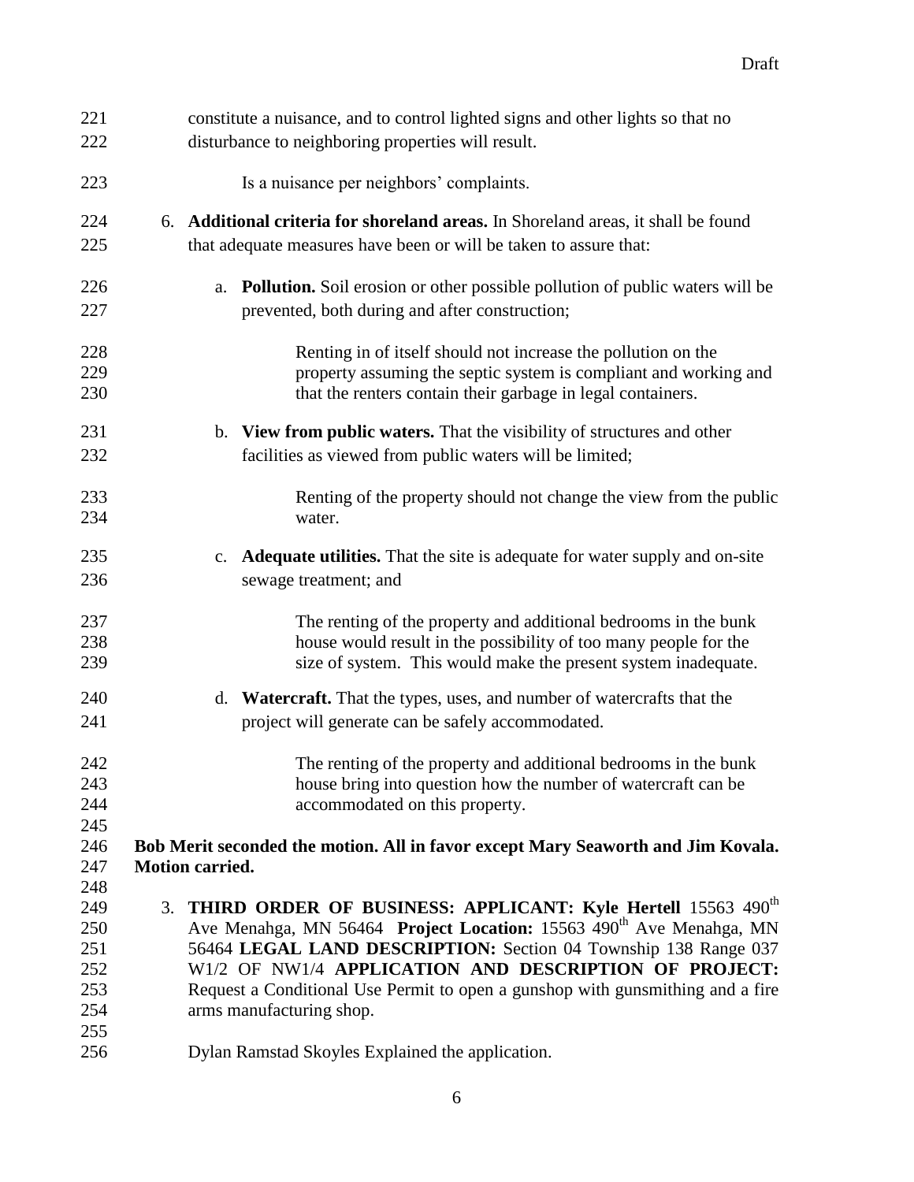constitute a nuisance, and to control lighted signs and other lights so that no disturbance to neighboring properties will result.

Is a nuisance per neighbors' complaints.

6. **Additional criteria for shoreland areas.** In Shoreland areas, it shall be found that adequate measures have been or will be taken to assure that:

   a. **Pollution.** Soil erosion or other possible pollution of public waters will be prevented, both during and after construction;

      Renting in of itself should not increase the pollution on the property assuming the septic system is compliant and working and that the renters contain their garbage in legal containers.

   b. **View from public waters.** That the visibility of structures and other facilities as viewed from public waters will be limited;

      Renting of the property should not change the view from the public water.

   c. **Adequate utilities.** That the site is adequate for water supply and on-site sewage treatment; and

      The renting of the property and additional bedrooms in the bunk house would result in the possibility of too many people for the size of system. This would make the present system inadequate.

   d. **Watercraft.** That the types, uses, and number of watercrafts that the project will generate can be safely accommodated.

      The renting of the property and additional bedrooms in the bunk house bring into question how the number of watercraft can be accommodated on this property.

**Bob Merit seconded the motion. All in favor except Mary Seaworth and Jim Kovala. Motion carried.**

3. **THIRD ORDER OF BUSINESS: APPLICANT: Kyle Hertell** 15563 490th Ave Menahga, MN 56464 **Project Location:** 15563 490th Ave Menahga, MN 56464 **LEGAL LAND DESCRIPTION:** Section 04 Township 138 Range 037 W1/2 OF NW1/4 **APPLICATION AND DESCRIPTION OF PROJECT:** Request a Conditional Use Permit to open a gunshop with gunsmithing and a fire arms manufacturing shop.

   Dylan Ramstad Skoyles Explained the application.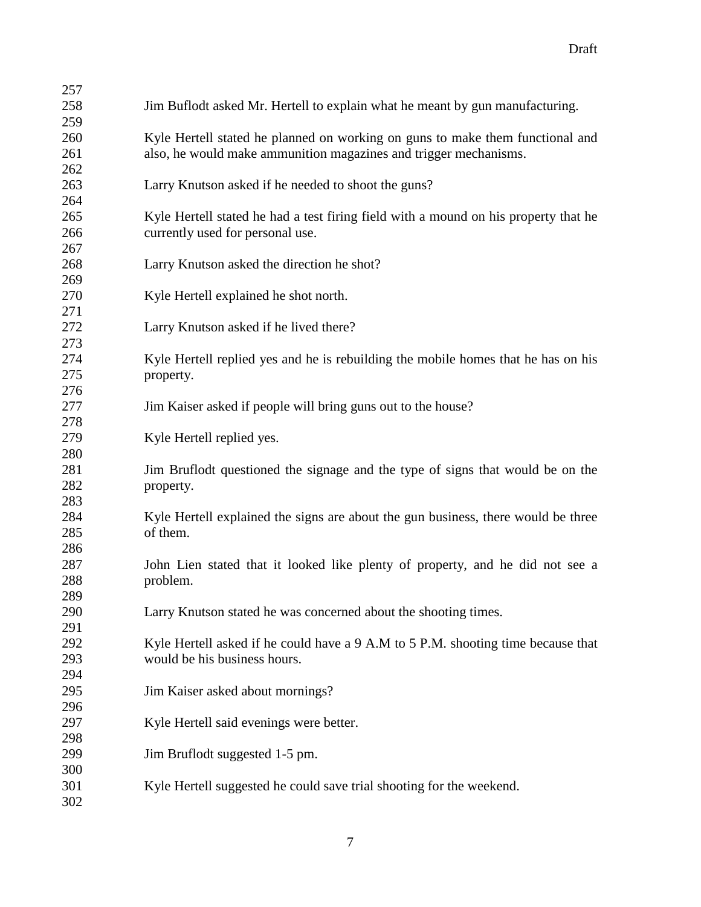Jim Buflodt asked Mr. Hertell to explain what he meant by gun manufacturing.

Kyle Hertell stated he planned on working on guns to make them functional and also, he would make ammunition magazines and trigger mechanisms.

Larry Knutson asked if he needed to shoot the guns?

Kyle Hertell stated he had a test firing field with a mound on his property that he currently used for personal use.

Larry Knutson asked the direction he shot?

Kyle Hertell explained he shot north.

Larry Knutson asked if he lived there?

Kyle Hertell replied yes and he is rebuilding the mobile homes that he has on his property.

Jim Kaiser asked if people will bring guns out to the house?

Kyle Hertell replied yes.

Jim Bruflodt questioned the signage and the type of signs that would be on the property.

Kyle Hertell explained the signs are about the gun business, there would be three of them.

John Lien stated that it looked like plenty of property, and he did not see a problem.

Larry Knutson stated he was concerned about the shooting times.

Kyle Hertell asked if he could have a 9 A.M to 5 P.M. shooting time because that would be his business hours.

Jim Kaiser asked about mornings?

Kyle Hertell said evenings were better.

Jim Bruflodt suggested 1-5 pm.

Kyle Hertell suggested he could save trial shooting for the weekend.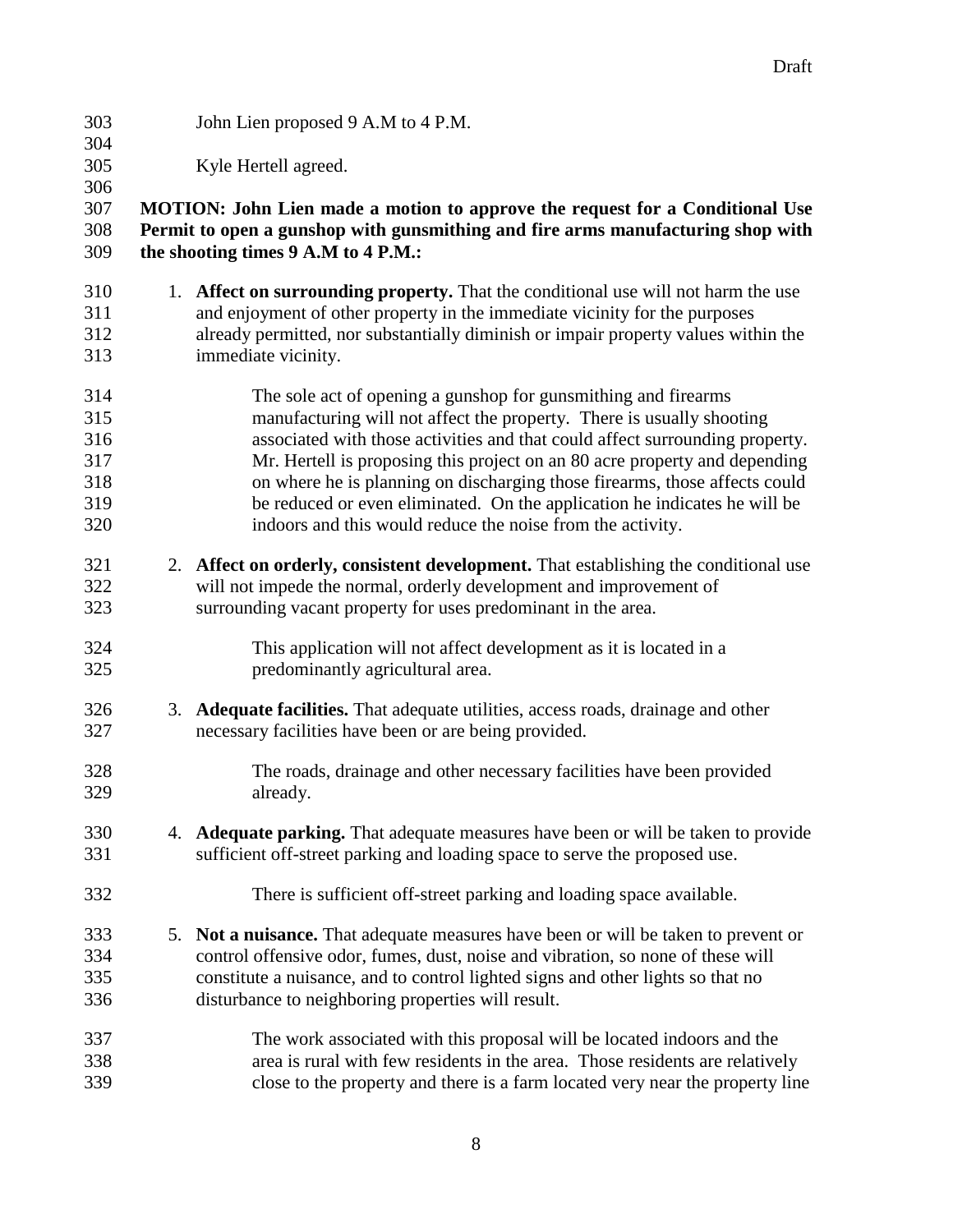John Lien proposed 9 A.M to 4 P.M.

Kyle Hertell agreed.

**MOTION: John Lien made a motion to approve the request for a Conditional Use Permit to open a gunshop with gunsmithing and fire arms manufacturing shop with the shooting times 9 A.M to 4 P.M.:**

1. **Affect on surrounding property.** That the conditional use will not harm the use and enjoyment of other property in the immediate vicinity for the purposes already permitted, nor substantially diminish or impair property values within the immediate vicinity.

   The sole act of opening a gunshop for gunsmithing and firearms manufacturing will not affect the property. There is usually shooting associated with those activities and that could affect surrounding property. Mr. Hertell is proposing this project on an 80 acre property and depending on where he is planning on discharging those firearms, those affects could be reduced or even eliminated. On the application he indicates he will be indoors and this would reduce the noise from the activity.

2. **Affect on orderly, consistent development.** That establishing the conditional use will not impede the normal, orderly development and improvement of surrounding vacant property for uses predominant in the area.

   This application will not affect development as it is located in a predominantly agricultural area.

3. **Adequate facilities.** That adequate utilities, access roads, drainage and other necessary facilities have been or are being provided.

   The roads, drainage and other necessary facilities have been provided already.

4. **Adequate parking.** That adequate measures have been or will be taken to provide sufficient off-street parking and loading space to serve the proposed use.

   There is sufficient off-street parking and loading space available.

5. **Not a nuisance.** That adequate measures have been or will be taken to prevent or control offensive odor, fumes, dust, noise and vibration, so none of these will constitute a nuisance, and to control lighted signs and other lights so that no disturbance to neighboring properties will result.

   The work associated with this proposal will be located indoors and the area is rural with few residents in the area. Those residents are relatively close to the property and there is a farm located very near the property line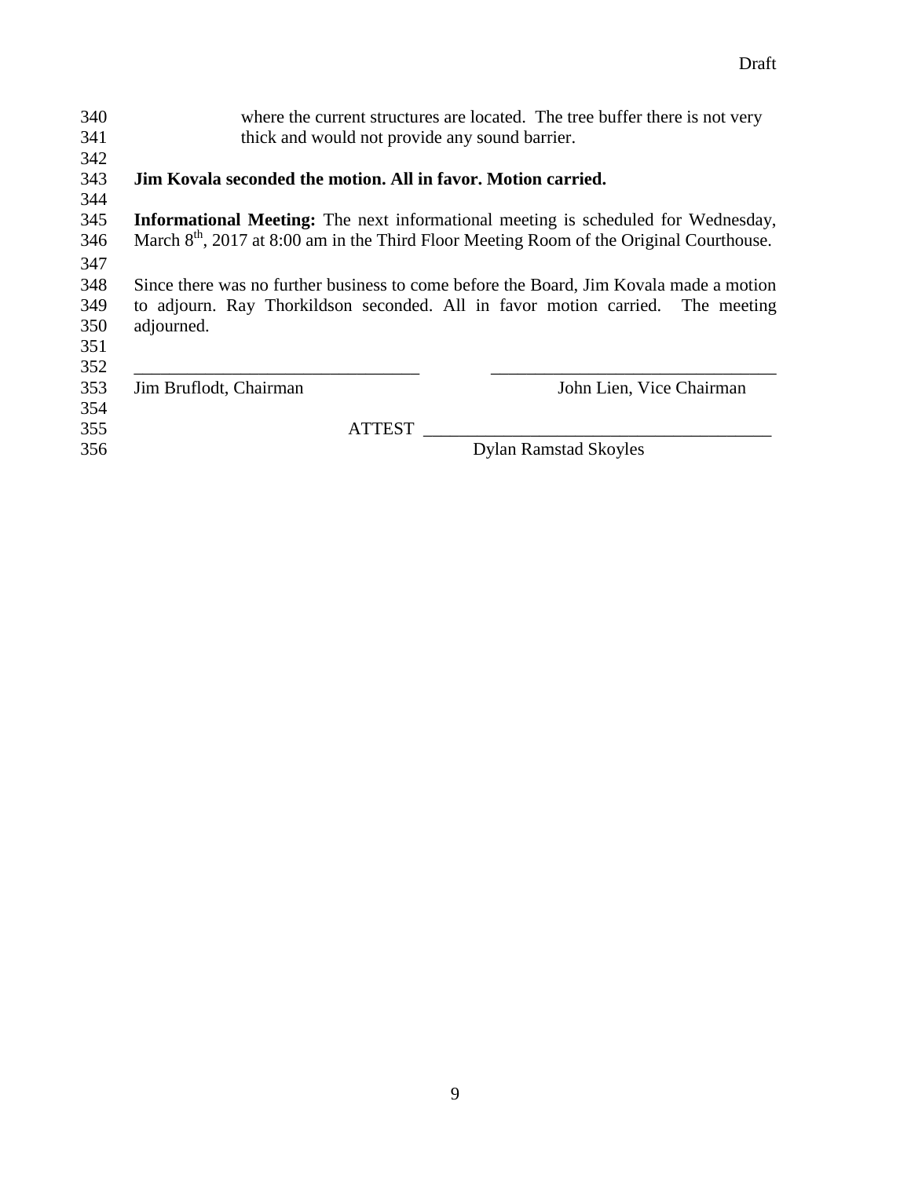where the current structures are located. The tree buffer there is not very thick and would not provide any sound barrier.

**Jim Kovala seconded the motion. All in favor. Motion carried.**

**Informational Meeting:** The next informational meeting is scheduled for Wednesday, March 8th, 2017 at 8:00 am in the Third Floor Meeting Room of the Original Courthouse.

Since there was no further business to come before the Board, Jim Kovala made a motion to adjourn. Ray Thorkildson seconded. All in favor motion carried. The meeting adjourned.

\_\_\_\_\_\_\_\_\_\_\_\_\_\_\_\_\_\_\_\_\_\_\_\_\_\_\_\_\_\_\_\_ \_\_\_\_\_\_\_\_\_\_\_\_\_\_\_\_\_\_\_\_\_\_\_\_\_\_\_\_\_\_\_\_

Jim Bruflodt, Chairman John Lien, Vice Chairman

ATTEST \_\_\_\_\_\_\_\_\_\_\_\_\_\_\_\_\_\_\_\_\_\_\_\_\_\_\_\_\_\_\_\_\_\_\_\_\_\_\_

Dylan Ramstad Skoyles